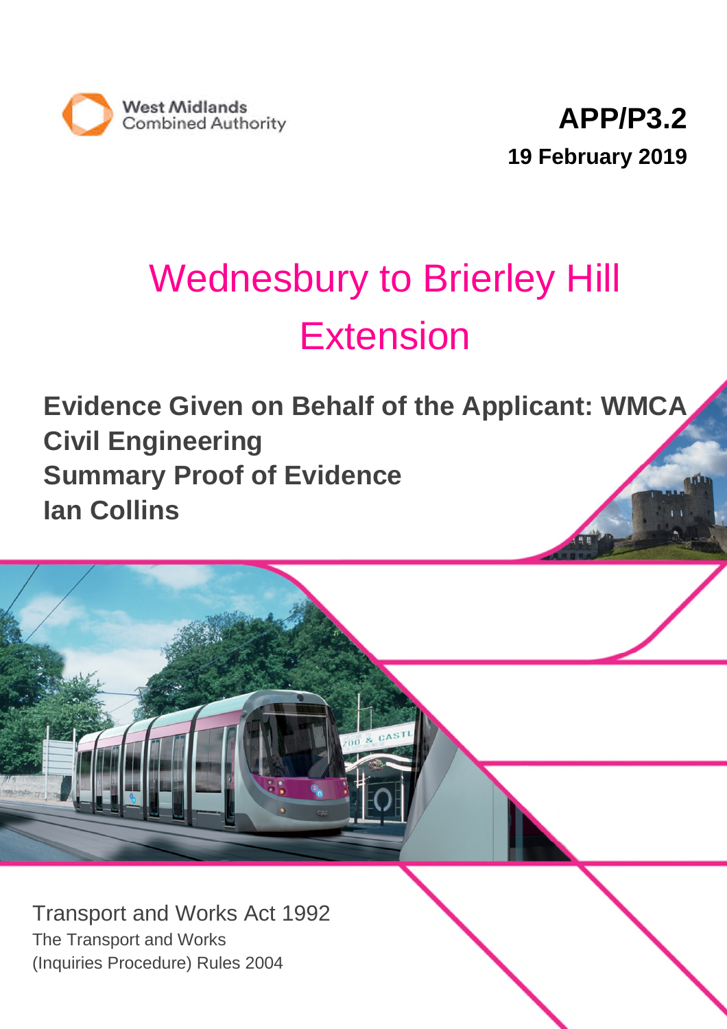West Midlands Combined Authority

**APP/P3.2**

**19 February 2019**

# Wednesbury to Brierley Hill Extension

## Evidence Given on Behalf of the Applicant: WMCA
## Civil Engineering
## Summary Proof of Evidence
## Ian Collins

Transport and Works Act 1992

The Transport and Works (Inquiries Procedure) Rules 2004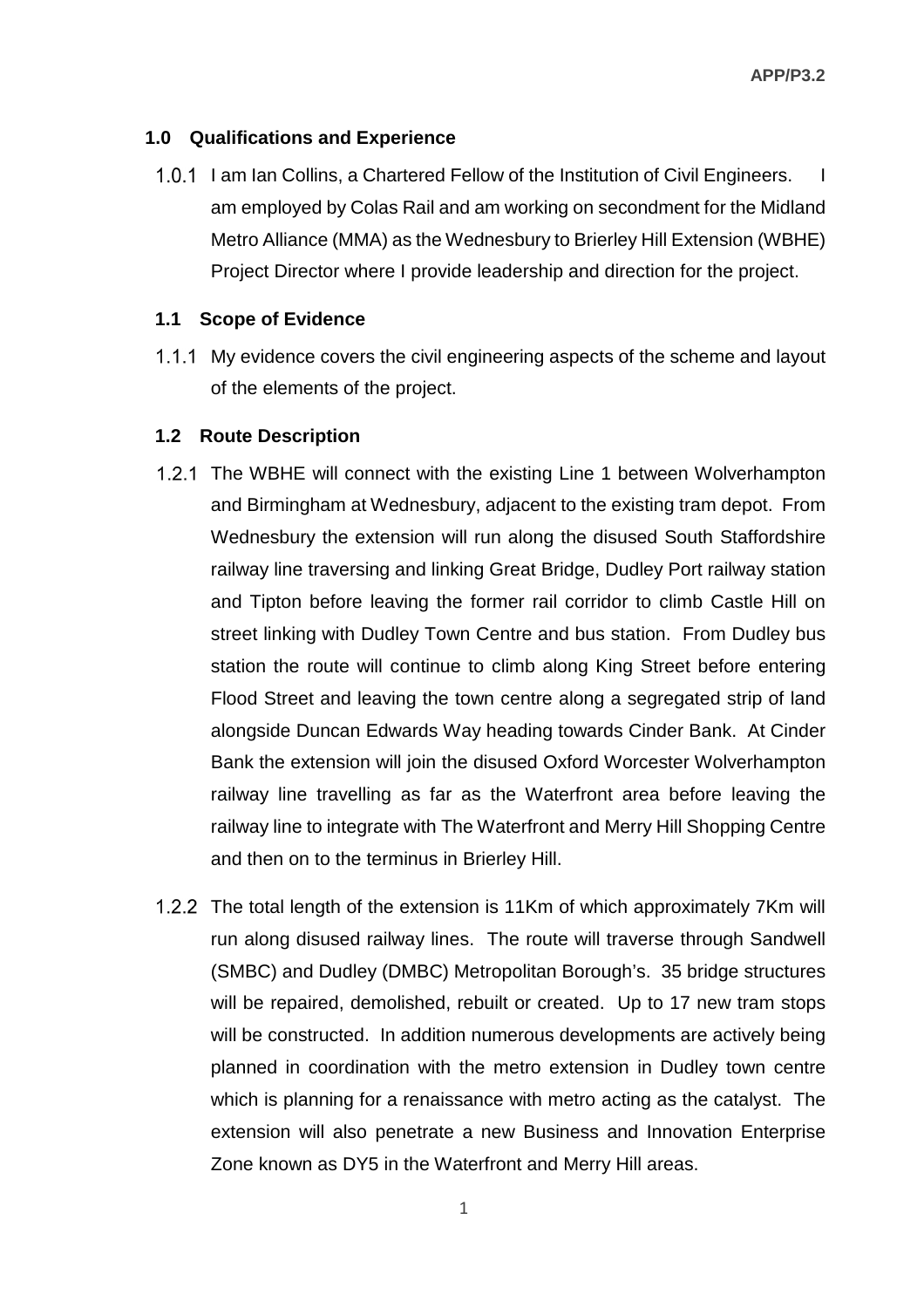## 1.0 Qualifications and Experience

1.0.1 I am Ian Collins, a Chartered Fellow of the Institution of Civil Engineers. I am employed by Colas Rail and am working on secondment for the Midland Metro Alliance (MMA) as the Wednesbury to Brierley Hill Extension (WBHE) Project Director where I provide leadership and direction for the project.

### 1.1 Scope of Evidence

1.1.1 My evidence covers the civil engineering aspects of the scheme and layout of the elements of the project.

### 1.2 Route Description

1.2.1 The WBHE will connect with the existing Line 1 between Wolverhampton and Birmingham at Wednesbury, adjacent to the existing tram depot. From Wednesbury the extension will run along the disused South Staffordshire railway line traversing and linking Great Bridge, Dudley Port railway station and Tipton before leaving the former rail corridor to climb Castle Hill on street linking with Dudley Town Centre and bus station. From Dudley bus station the route will continue to climb along King Street before entering Flood Street and leaving the town centre along a segregated strip of land alongside Duncan Edwards Way heading towards Cinder Bank. At Cinder Bank the extension will join the disused Oxford Worcester Wolverhampton railway line travelling as far as the Waterfront area before leaving the railway line to integrate with The Waterfront and Merry Hill Shopping Centre and then on to the terminus in Brierley Hill.

1.2.2 The total length of the extension is 11Km of which approximately 7Km will run along disused railway lines. The route will traverse through Sandwell (SMBC) and Dudley (DMBC) Metropolitan Borough's. 35 bridge structures will be repaired, demolished, rebuilt or created. Up to 17 new tram stops will be constructed. In addition numerous developments are actively being planned in coordination with the metro extension in Dudley town centre which is planning for a renaissance with metro acting as the catalyst. The extension will also penetrate a new Business and Innovation Enterprise Zone known as DY5 in the Waterfront and Merry Hill areas.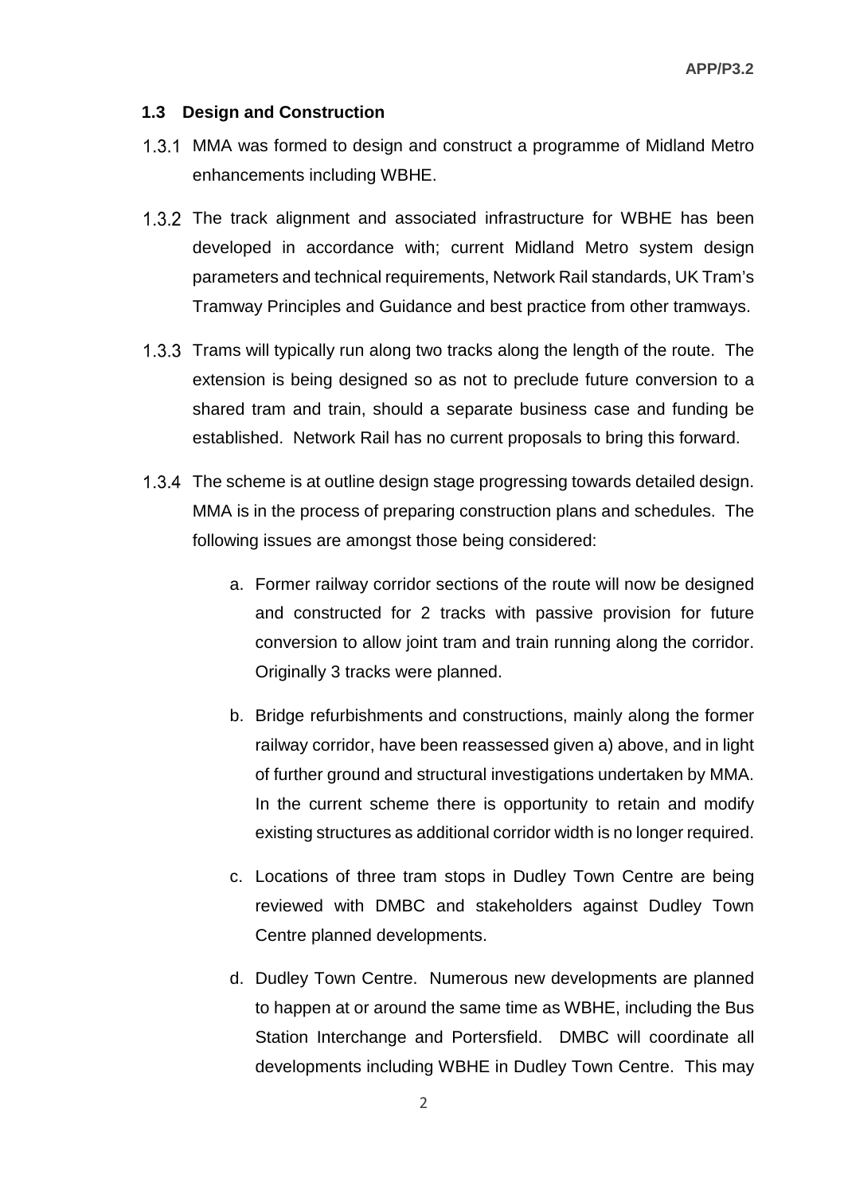### 1.3 Design and Construction

1.3.1 MMA was formed to design and construct a programme of Midland Metro enhancements including WBHE.

1.3.2 The track alignment and associated infrastructure for WBHE has been developed in accordance with; current Midland Metro system design parameters and technical requirements, Network Rail standards, UK Tram's Tramway Principles and Guidance and best practice from other tramways.

1.3.3 Trams will typically run along two tracks along the length of the route. The extension is being designed so as not to preclude future conversion to a shared tram and train, should a separate business case and funding be established. Network Rail has no current proposals to bring this forward.

1.3.4 The scheme is at outline design stage progressing towards detailed design. MMA is in the process of preparing construction plans and schedules. The following issues are amongst those being considered:

a. Former railway corridor sections of the route will now be designed and constructed for 2 tracks with passive provision for future conversion to allow joint tram and train running along the corridor. Originally 3 tracks were planned.

b. Bridge refurbishments and constructions, mainly along the former railway corridor, have been reassessed given a) above, and in light of further ground and structural investigations undertaken by MMA. In the current scheme there is opportunity to retain and modify existing structures as additional corridor width is no longer required.

c. Locations of three tram stops in Dudley Town Centre are being reviewed with DMBC and stakeholders against Dudley Town Centre planned developments.

d. Dudley Town Centre. Numerous new developments are planned to happen at or around the same time as WBHE, including the Bus Station Interchange and Portersfield. DMBC will coordinate all developments including WBHE in Dudley Town Centre. This may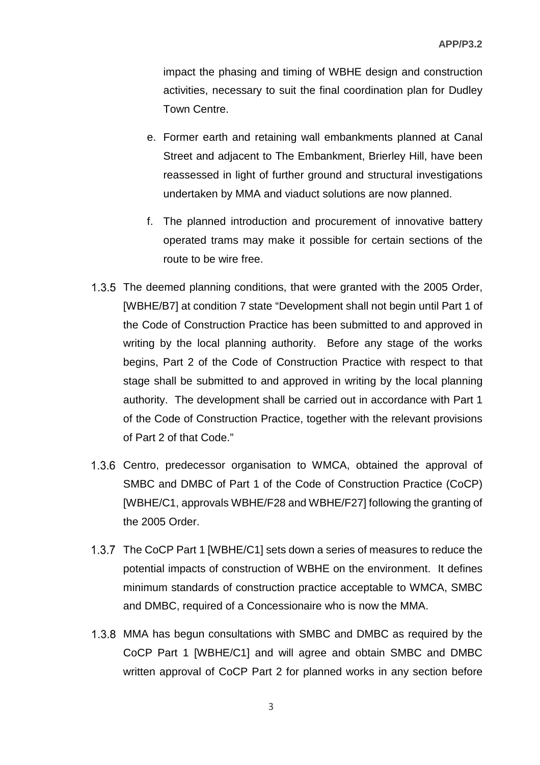impact the phasing and timing of WBHE design and construction activities, necessary to suit the final coordination plan for Dudley Town Centre.

e. Former earth and retaining wall embankments planned at Canal Street and adjacent to The Embankment, Brierley Hill, have been reassessed in light of further ground and structural investigations undertaken by MMA and viaduct solutions are now planned.

f. The planned introduction and procurement of innovative battery operated trams may make it possible for certain sections of the route to be wire free.

1.3.5 The deemed planning conditions, that were granted with the 2005 Order, [WBHE/B7] at condition 7 state "Development shall not begin until Part 1 of the Code of Construction Practice has been submitted to and approved in writing by the local planning authority. Before any stage of the works begins, Part 2 of the Code of Construction Practice with respect to that stage shall be submitted to and approved in writing by the local planning authority. The development shall be carried out in accordance with Part 1 of the Code of Construction Practice, together with the relevant provisions of Part 2 of that Code."

1.3.6 Centro, predecessor organisation to WMCA, obtained the approval of SMBC and DMBC of Part 1 of the Code of Construction Practice (CoCP) [WBHE/C1, approvals WBHE/F28 and WBHE/F27] following the granting of the 2005 Order.

1.3.7 The CoCP Part 1 [WBHE/C1] sets down a series of measures to reduce the potential impacts of construction of WBHE on the environment. It defines minimum standards of construction practice acceptable to WMCA, SMBC and DMBC, required of a Concessionaire who is now the MMA.

1.3.8 MMA has begun consultations with SMBC and DMBC as required by the CoCP Part 1 [WBHE/C1] and will agree and obtain SMBC and DMBC written approval of CoCP Part 2 for planned works in any section before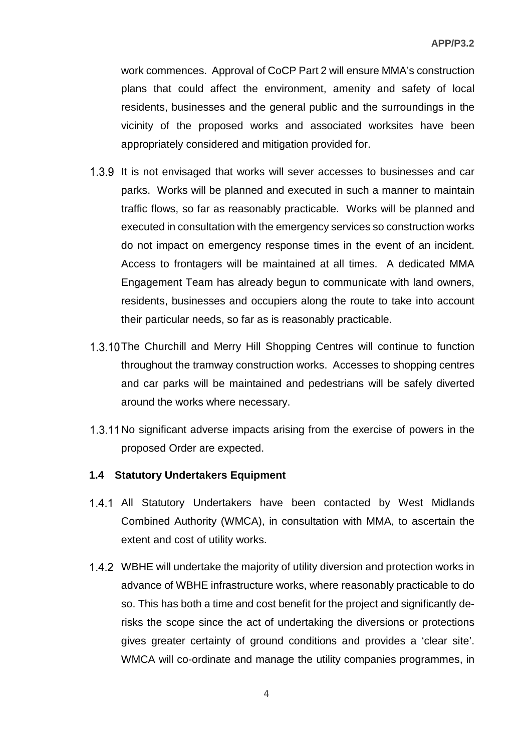work commences. Approval of CoCP Part 2 will ensure MMA's construction plans that could affect the environment, amenity and safety of local residents, businesses and the general public and the surroundings in the vicinity of the proposed works and associated worksites have been appropriately considered and mitigation provided for.

1.3.9 It is not envisaged that works will sever accesses to businesses and car parks. Works will be planned and executed in such a manner to maintain traffic flows, so far as reasonably practicable. Works will be planned and executed in consultation with the emergency services so construction works do not impact on emergency response times in the event of an incident. Access to frontagers will be maintained at all times. A dedicated MMA Engagement Team has already begun to communicate with land owners, residents, businesses and occupiers along the route to take into account their particular needs, so far as is reasonably practicable.

1.3.10 The Churchill and Merry Hill Shopping Centres will continue to function throughout the tramway construction works. Accesses to shopping centres and car parks will be maintained and pedestrians will be safely diverted around the works where necessary.

1.3.11 No significant adverse impacts arising from the exercise of powers in the proposed Order are expected.

### 1.4 Statutory Undertakers Equipment

1.4.1 All Statutory Undertakers have been contacted by West Midlands Combined Authority (WMCA), in consultation with MMA, to ascertain the extent and cost of utility works.

1.4.2 WBHE will undertake the majority of utility diversion and protection works in advance of WBHE infrastructure works, where reasonably practicable to do so. This has both a time and cost benefit for the project and significantly de-risks the scope since the act of undertaking the diversions or protections gives greater certainty of ground conditions and provides a 'clear site'. WMCA will co-ordinate and manage the utility companies programmes, in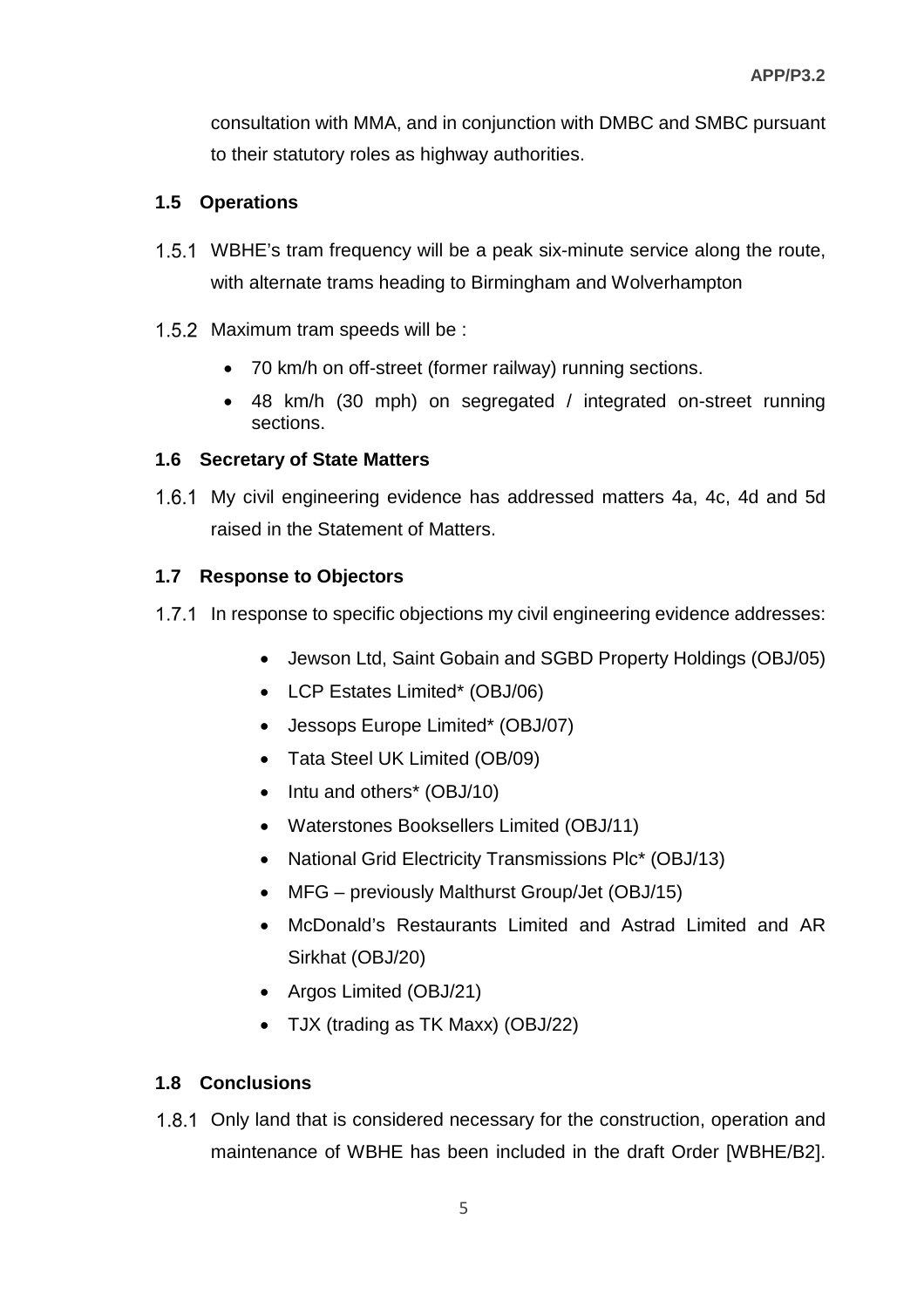consultation with MMA, and in conjunction with DMBC and SMBC pursuant to their statutory roles as highway authorities.

### 1.5 Operations

1.5.1 WBHE's tram frequency will be a peak six-minute service along the route, with alternate trams heading to Birmingham and Wolverhampton

1.5.2 Maximum tram speeds will be :

- 70 km/h on off-street (former railway) running sections.
- 48 km/h (30 mph) on segregated / integrated on-street running sections.

### 1.6 Secretary of State Matters

1.6.1 My civil engineering evidence has addressed matters 4a, 4c, 4d and 5d raised in the Statement of Matters.

### 1.7 Response to Objectors

1.7.1 In response to specific objections my civil engineering evidence addresses:

- Jewson Ltd, Saint Gobain and SGBD Property Holdings (OBJ/05)
- LCP Estates Limited* (OBJ/06)
- Jessops Europe Limited* (OBJ/07)
- Tata Steel UK Limited (OB/09)
- Intu and others* (OBJ/10)
- Waterstones Booksellers Limited (OBJ/11)
- National Grid Electricity Transmissions Plc* (OBJ/13)
- MFG – previously Malthurst Group/Jet (OBJ/15)
- McDonald's Restaurants Limited and Astrad Limited and AR Sirkhat (OBJ/20)
- Argos Limited (OBJ/21)
- TJX (trading as TK Maxx) (OBJ/22)

### 1.8 Conclusions

1.8.1 Only land that is considered necessary for the construction, operation and maintenance of WBHE has been included in the draft Order [WBHE/B2].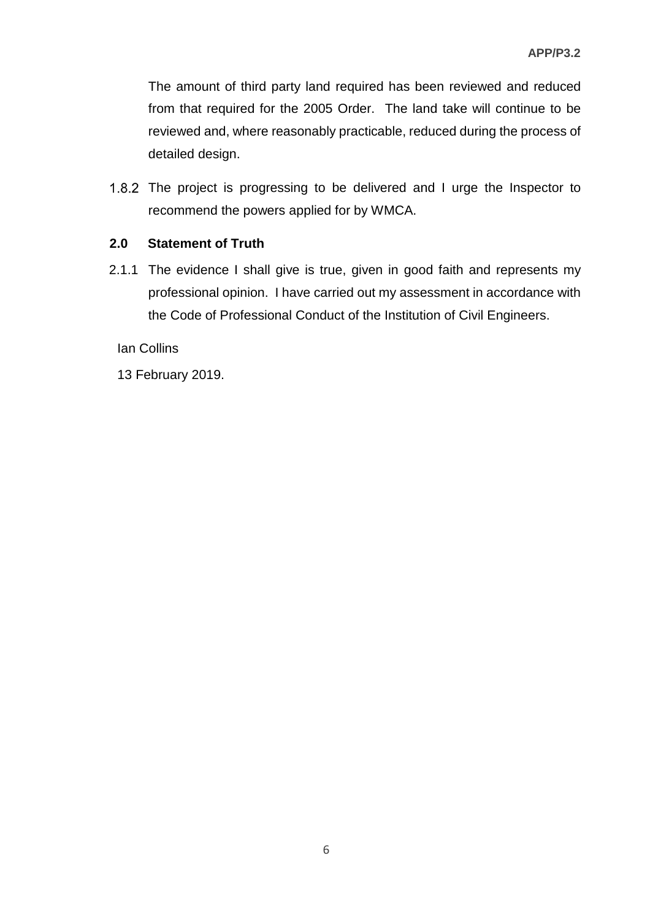The amount of third party land required has been reviewed and reduced from that required for the 2005 Order. The land take will continue to be reviewed and, where reasonably practicable, reduced during the process of detailed design.

1.8.2 The project is progressing to be delivered and I urge the Inspector to recommend the powers applied for by WMCA.

## 2.0 Statement of Truth

2.1.1 The evidence I shall give is true, given in good faith and represents my professional opinion. I have carried out my assessment in accordance with the Code of Professional Conduct of the Institution of Civil Engineers.

Ian Collins

13 February 2019.